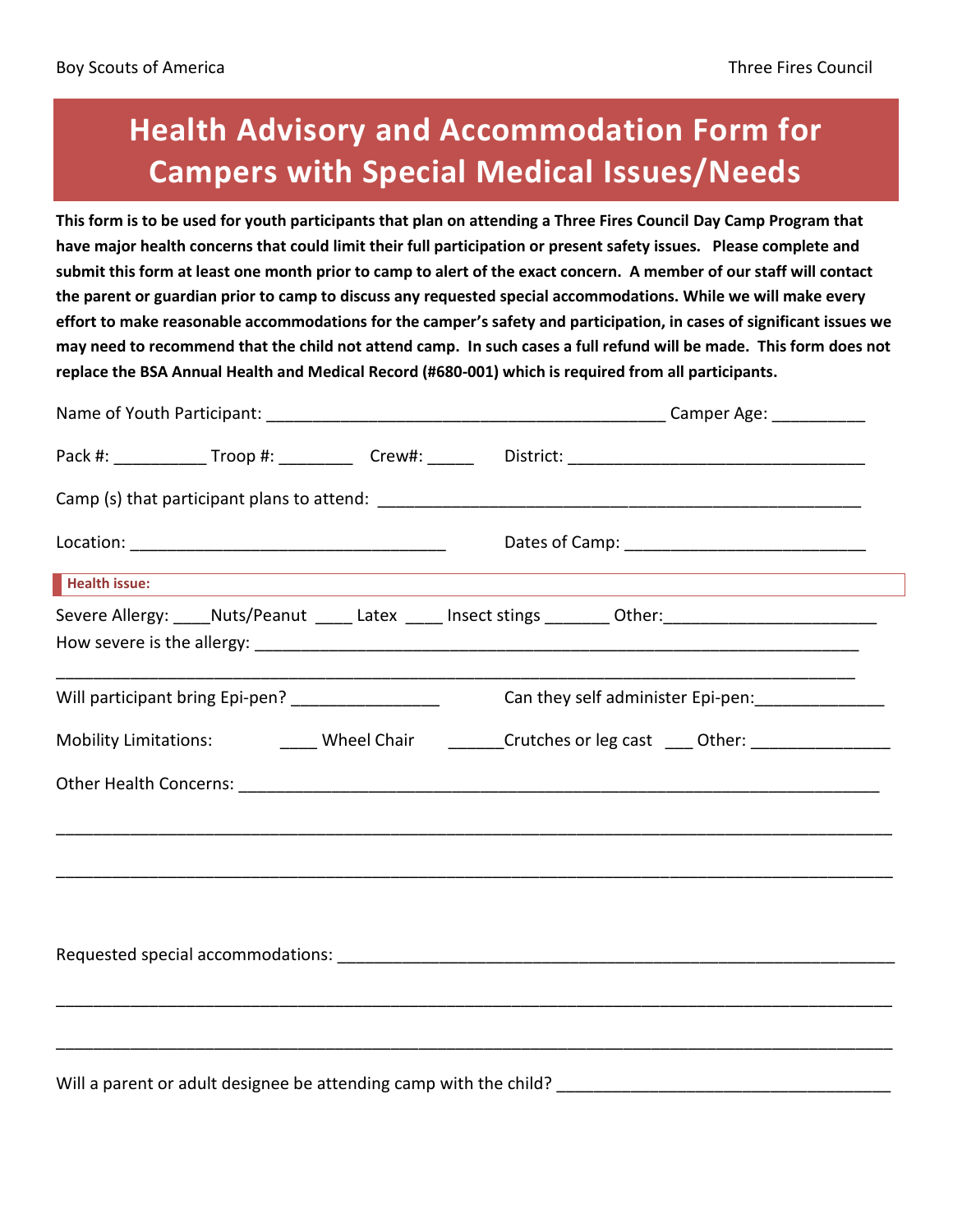Boy Scouts of America Three Fires Council

# Health Advisory and Accommodation Form for Campers with Special Medical Issues/Needs

**This form is to be used for youth participants that plan on attending a Three Fires Council Day Camp Program that have major health concerns that could limit their full participation or present safety issues. Please complete and submit this form at least one month prior to camp to alert of the exact concern. A member of our staff will contact the parent or guardian prior to camp to discuss any requested special accommodations. While we will make every effort to make reasonable accommodations for the camper's safety and participation, in cases of significant issues we may need to recommend that the child not attend camp. In such cases a full refund will be made. This form does not replace the BSA Annual Health and Medical Record (#680-001) which is required from all participants.**

Name of Youth Participant: ____________________________________________ Camper Age: __________

Pack #: __________ Troop #: ________ Crew#: _____ District: _________________________________

Camp (s) that participant plans to attend: _____________________________________________________

Location: ___________________________________ Dates of Camp: __________________________

## Health issue:

Severe Allergy: ____Nuts/Peanut ____ Latex ____ Insect stings _______ Other:_______________________

How severe is the allergy: _____________________________________________________________________

_________________________________________________________________________________________

Will participant bring Epi-pen? ________________ Can they self administer Epi-pen:______________

Mobility Limitations: ____ Wheel Chair ______Crutches or leg cast ___ Other: _______________

Other Health Concerns: ________________________________________________________________________

_________________________________________________________________________________________

_________________________________________________________________________________________

Requested special accommodations: ________________________________________________________________

_________________________________________________________________________________________

_________________________________________________________________________________________

Will a parent or adult designee be attending camp with the child? _____________________________________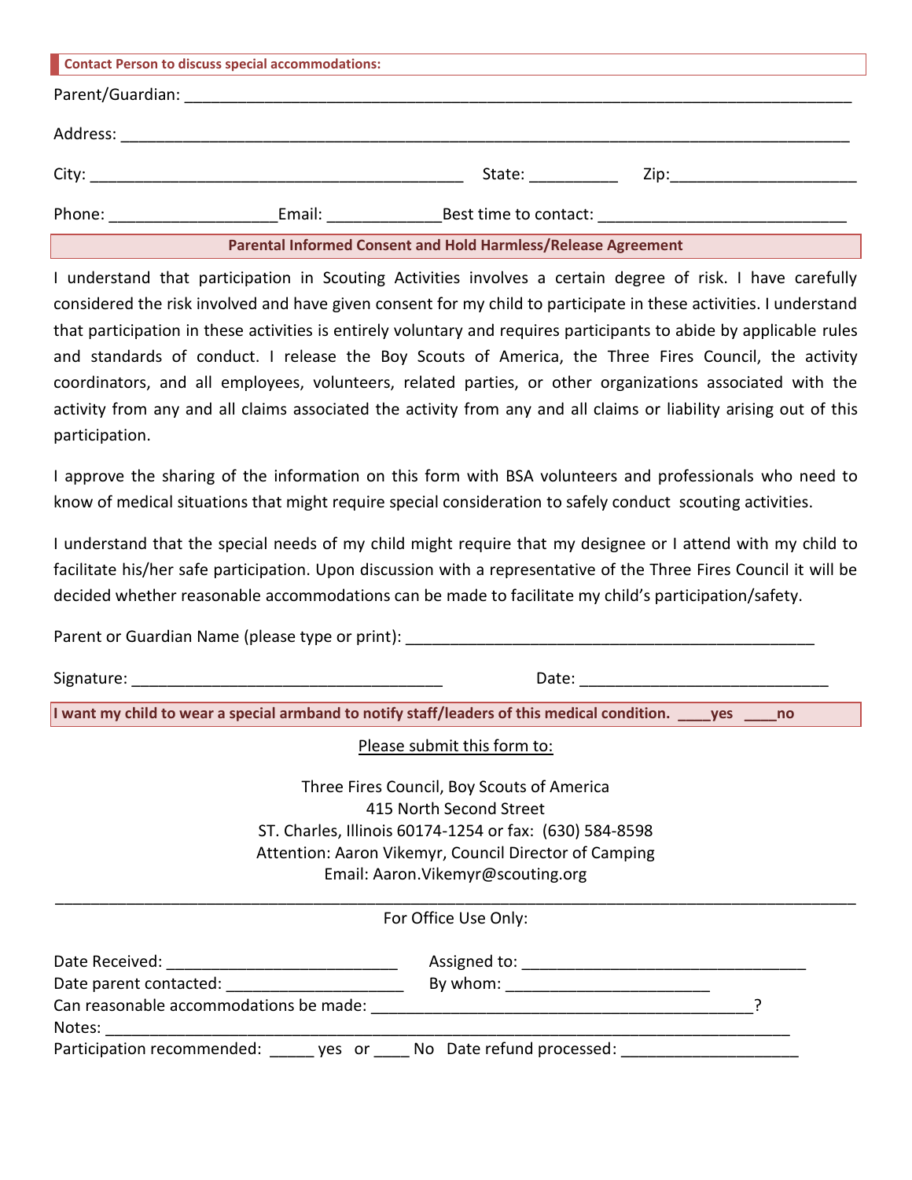**Contact Person to discuss special accommodations:**

Parent/Guardian: ______________________________________________________________________________

Address: _________________________________________________________________________________

City: ____________________________________________ State: __________ Zip:_____________________

Phone: ___________________Email: _____________Best time to contact: ___________________________

**Parental Informed Consent and Hold Harmless/Release Agreement**

I understand that participation in Scouting Activities involves a certain degree of risk. I have carefully considered the risk involved and have given consent for my child to participate in these activities. I understand that participation in these activities is entirely voluntary and requires participants to abide by applicable rules and standards of conduct. I release the Boy Scouts of America, the Three Fires Council, the activity coordinators, and all employees, volunteers, related parties, or other organizations associated with the activity from any and all claims associated the activity from any and all claims or liability arising out of this participation.

I approve the sharing of the information on this form with BSA volunteers and professionals who need to know of medical situations that might require special consideration to safely conduct scouting activities.

I understand that the special needs of my child might require that my designee or I attend with my child to facilitate his/her safe participation. Upon discussion with a representative of the Three Fires Council it will be decided whether reasonable accommodations can be made to facilitate my child's participation/safety.

Parent or Guardian Name (please type or print): _______________________________________________

Signature: ____________________________________ Date: ____________________________

**I want my child to wear a special armband to notify staff/leaders of this medical condition. ____yes ____no**

Please submit this form to:

Three Fires Council, Boy Scouts of America
415 North Second Street
ST. Charles, Illinois 60174-1254 or fax: (630) 584-8598
Attention: Aaron Vikemyr, Council Director of Camping
Email: Aaron.Vikemyr@scouting.org

---

For Office Use Only:

Date Received: ___________________________ Assigned to: _________________________________
Date parent contacted: ____________________ By whom: _______________________
Can reasonable accommodations be made: ____________________________________________?
Notes: ________________________________________________________________________________
Participation recommended: _____ yes or ____ No Date refund processed: ___________________